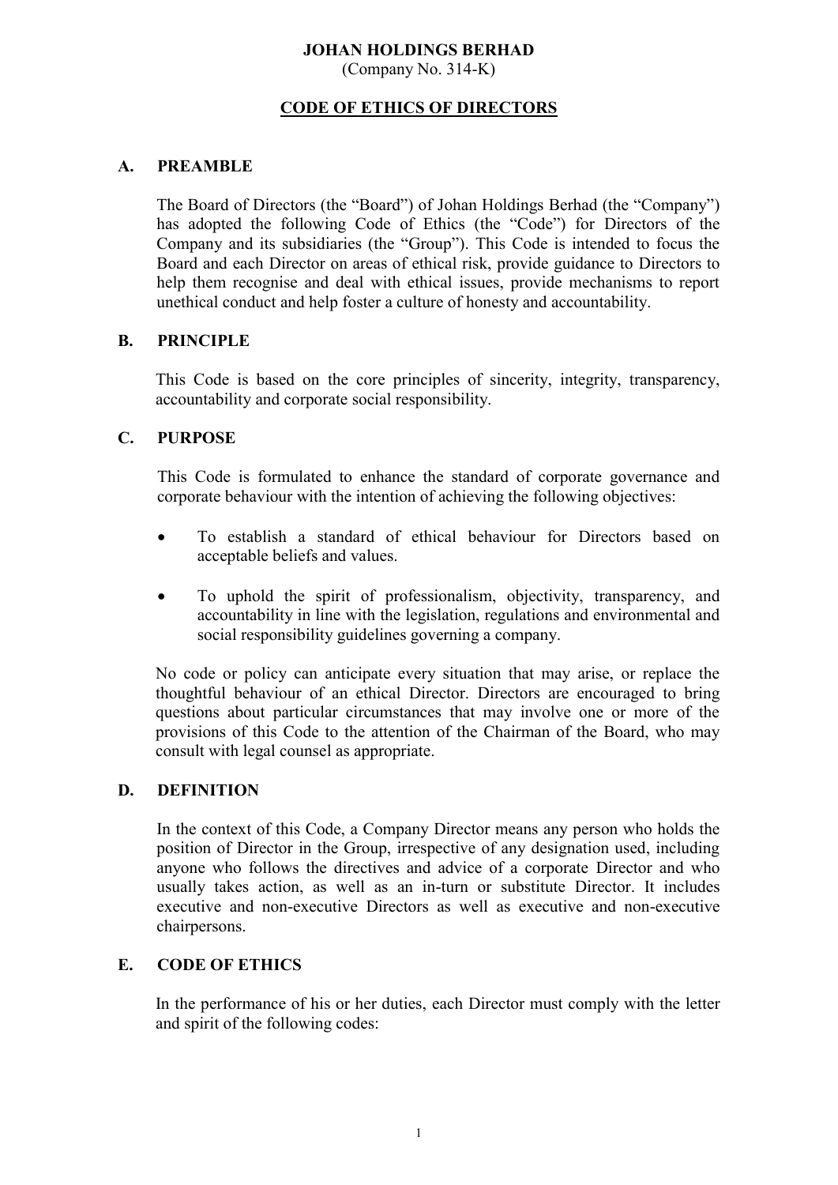# JOHAN HOLDINGS BERHAD

(Company No. 314-K)

## CODE OF ETHICS OF DIRECTORS

### A. PREAMBLE

The Board of Directors (the "Board") of Johan Holdings Berhad (the "Company") has adopted the following Code of Ethics (the "Code") for Directors of the Company and its subsidiaries (the "Group"). This Code is intended to focus the Board and each Director on areas of ethical risk, provide guidance to Directors to help them recognise and deal with ethical issues, provide mechanisms to report unethical conduct and help foster a culture of honesty and accountability.

### B. PRINCIPLE

This Code is based on the core principles of sincerity, integrity, transparency, accountability and corporate social responsibility.

### C. PURPOSE

This Code is formulated to enhance the standard of corporate governance and corporate behaviour with the intention of achieving the following objectives:

- To establish a standard of ethical behaviour for Directors based on acceptable beliefs and values.
- To uphold the spirit of professionalism, objectivity, transparency, and accountability in line with the legislation, regulations and environmental and social responsibility guidelines governing a company.

No code or policy can anticipate every situation that may arise, or replace the thoughtful behaviour of an ethical Director. Directors are encouraged to bring questions about particular circumstances that may involve one or more of the provisions of this Code to the attention of the Chairman of the Board, who may consult with legal counsel as appropriate.

### D. DEFINITION

In the context of this Code, a Company Director means any person who holds the position of Director in the Group, irrespective of any designation used, including anyone who follows the directives and advice of a corporate Director and who usually takes action, as well as an in-turn or substitute Director. It includes executive and non-executive Directors as well as executive and non-executive chairpersons.

### E. CODE OF ETHICS

In the performance of his or her duties, each Director must comply with the letter and spirit of the following codes: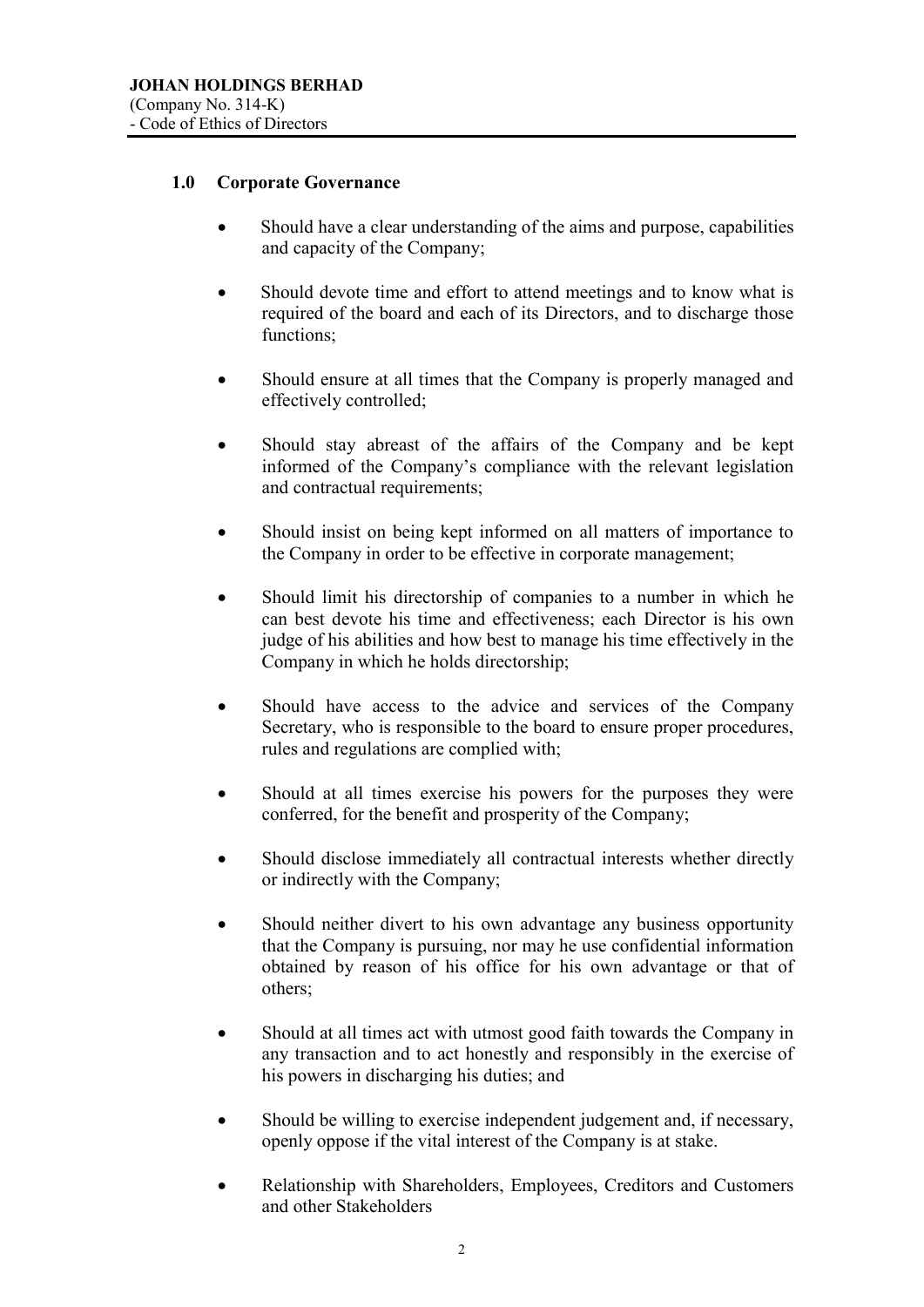## 1.0 Corporate Governance

- Should have a clear understanding of the aims and purpose, capabilities and capacity of the Company;
- Should devote time and effort to attend meetings and to know what is required of the board and each of its Directors, and to discharge those functions;
- Should ensure at all times that the Company is properly managed and effectively controlled;
- Should stay abreast of the affairs of the Company and be kept informed of the Company's compliance with the relevant legislation and contractual requirements;
- Should insist on being kept informed on all matters of importance to the Company in order to be effective in corporate management;
- Should limit his directorship of companies to a number in which he can best devote his time and effectiveness; each Director is his own judge of his abilities and how best to manage his time effectively in the Company in which he holds directorship;
- Should have access to the advice and services of the Company Secretary, who is responsible to the board to ensure proper procedures, rules and regulations are complied with;
- Should at all times exercise his powers for the purposes they were conferred, for the benefit and prosperity of the Company;
- Should disclose immediately all contractual interests whether directly or indirectly with the Company;
- Should neither divert to his own advantage any business opportunity that the Company is pursuing, nor may he use confidential information obtained by reason of his office for his own advantage or that of others;
- Should at all times act with utmost good faith towards the Company in any transaction and to act honestly and responsibly in the exercise of his powers in discharging his duties; and
- Should be willing to exercise independent judgement and, if necessary, openly oppose if the vital interest of the Company is at stake.
- Relationship with Shareholders, Employees, Creditors and Customers and other Stakeholders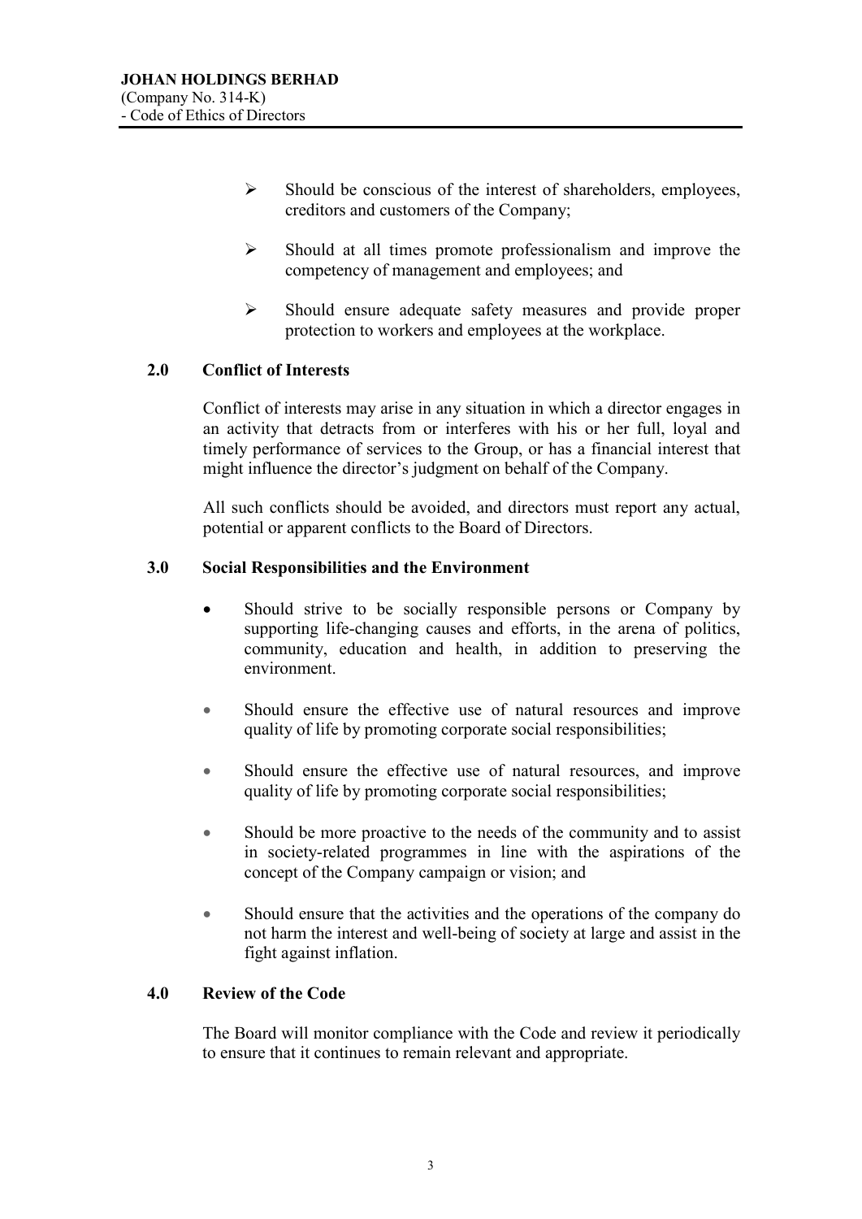- Should be conscious of the interest of shareholders, employees, creditors and customers of the Company;
- Should at all times promote professionalism and improve the competency of management and employees; and
- Should ensure adequate safety measures and provide proper protection to workers and employees at the workplace.

## 2.0 Conflict of Interests

Conflict of interests may arise in any situation in which a director engages in an activity that detracts from or interferes with his or her full, loyal and timely performance of services to the Group, or has a financial interest that might influence the director's judgment on behalf of the Company.

All such conflicts should be avoided, and directors must report any actual, potential or apparent conflicts to the Board of Directors.

## 3.0 Social Responsibilities and the Environment

- Should strive to be socially responsible persons or Company by supporting life-changing causes and efforts, in the arena of politics, community, education and health, in addition to preserving the environment.
- Should ensure the effective use of natural resources and improve quality of life by promoting corporate social responsibilities;
- Should ensure the effective use of natural resources, and improve quality of life by promoting corporate social responsibilities;
- Should be more proactive to the needs of the community and to assist in society-related programmes in line with the aspirations of the concept of the Company campaign or vision; and
- Should ensure that the activities and the operations of the company do not harm the interest and well-being of society at large and assist in the fight against inflation.

## 4.0 Review of the Code

The Board will monitor compliance with the Code and review it periodically to ensure that it continues to remain relevant and appropriate.